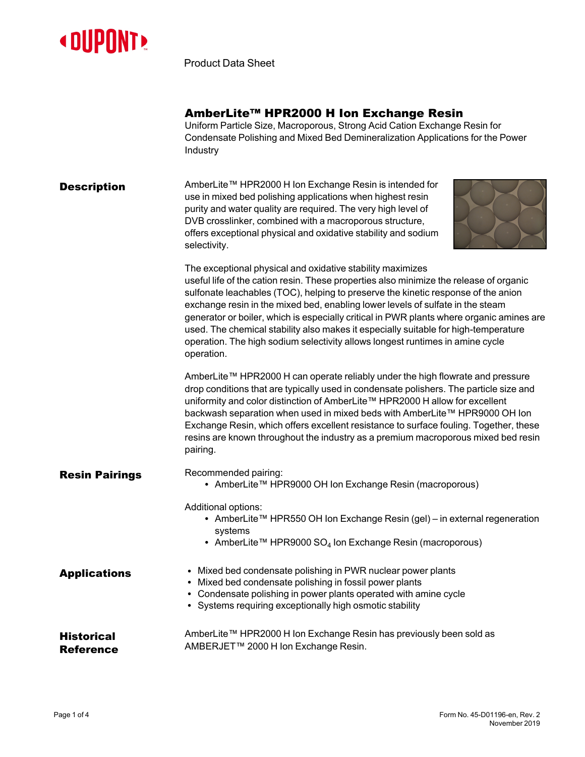Product Data Sheet

# AmberLite™ HPR2000 H Ion Exchange Resin

Uniform Particle Size, Macroporous, Strong Acid Cation Exchange Resin for Condensate Polishing and Mixed Bed Demineralization Applications for the Power Industry

## Description

AmberLite™ HPR2000 H Ion Exchange Resin is intended for use in mixed bed polishing applications when highest resin purity and water quality are required. The very high level of DVB crosslinker, combined with a macroporous structure, offers exceptional physical and oxidative stability and sodium selectivity.

The exceptional physical and oxidative stability maximizes useful life of the cation resin. These properties also minimize the release of organic sulfonate leachables (TOC), helping to preserve the kinetic response of the anion exchange resin in the mixed bed, enabling lower levels of sulfate in the steam generator or boiler, which is especially critical in PWR plants where organic amines are used. The chemical stability also makes it especially suitable for high-temperature operation. The high sodium selectivity allows longest runtimes in amine cycle operation.

AmberLite™ HPR2000 H can operate reliably under the high flowrate and pressure drop conditions that are typically used in condensate polishers. The particle size and uniformity and color distinction of AmberLite™ HPR2000 H allow for excellent backwash separation when used in mixed beds with AmberLite™ HPR9000 OH Ion Exchange Resin, which offers excellent resistance to surface fouling. Together, these resins are known throughout the industry as a premium macroporous mixed bed resin pairing.

## Resin Pairings

Recommended pairing:

- AmberLite™ HPR9000 OH Ion Exchange Resin (macroporous)

Additional options:

- AmberLite™ HPR550 OH Ion Exchange Resin (gel) – in external regeneration systems
- AmberLite™ HPR9000 $SO_4$ Ion Exchange Resin (macroporous)

## Applications

- Mixed bed condensate polishing in PWR nuclear power plants
- Mixed bed condensate polishing in fossil power plants
- Condensate polishing in power plants operated with amine cycle
- Systems requiring exceptionally high osmotic stability

## Historical Reference

AmberLite™ HPR2000 H Ion Exchange Resin has previously been sold as AMBERJET™ 2000 H Ion Exchange Resin.

Form No. 45-D01196-en, Rev. 2
November 2019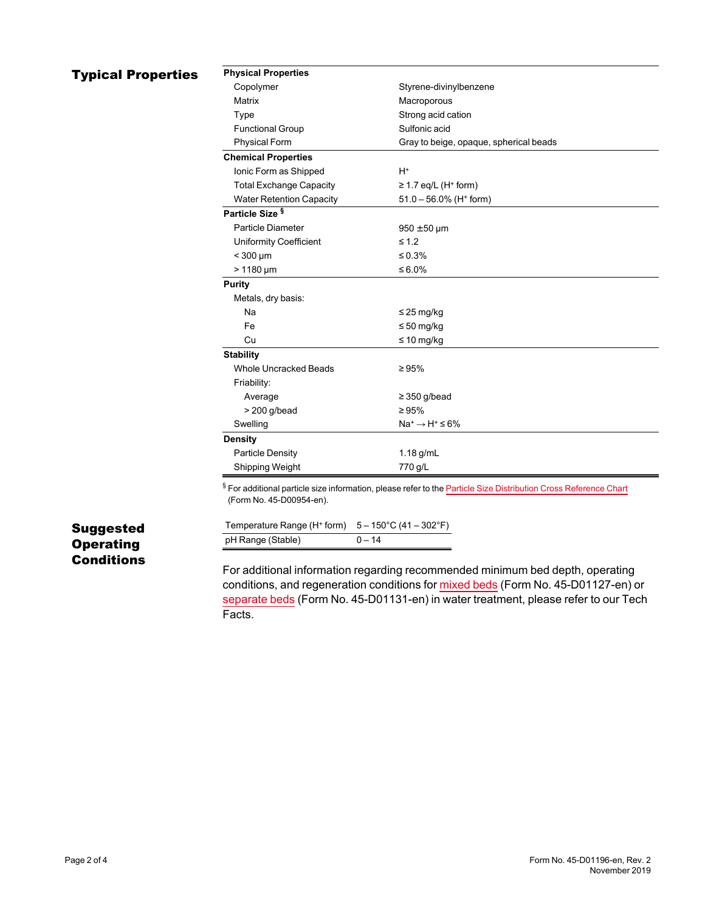## Typical Properties

| Property | Value |
| --- | --- |
| **Physical Properties** | |
| Copolymer | Styrene-divinylbenzene |
| Matrix | Macroporous |
| Type | Strong acid cation |
| Functional Group | Sulfonic acid |
| Physical Form | Gray to beige, opaque, spherical beads |
| **Chemical Properties** | |
| Ionic Form as Shipped | $H^+$ |
| Total Exchange Capacity | ≥ 1.7 eq/L ($H^+$ form) |
| Water Retention Capacity | 51.0 – 56.0% ($H^+$ form) |
| **Particle Size** § | |
| Particle Diameter | 950 ±50 µm |
| Uniformity Coefficient | ≤ 1.2 |
| < 300 µm | ≤ 0.3% |
| > 1180 µm | ≤ 6.0% |
| **Purity** | |
| Metals, dry basis: | |
| Na | ≤ 25 mg/kg |
| Fe | ≤ 50 mg/kg |
| Cu | ≤ 10 mg/kg |
| **Stability** | |
| Whole Uncracked Beads | ≥ 95% |
| Friability: | |
| Average | ≥ 350 g/bead |
| > 200 g/bead | ≥ 95% |
| Swelling | $Na^+ \rightarrow H^+$ ≤ 6% |
| **Density** | |
| Particle Density | 1.18 g/mL |
| Shipping Weight | 770 g/L |

§ For additional particle size information, please refer to the Particle Size Distribution Cross Reference Chart (Form No. 45-D00954-en).

## Suggested Operating Conditions

| Condition | Value |
| --- | --- |
| Temperature Range ($H^+$ form) | 5 – 150°C (41 – 302°F) |
| pH Range (Stable) | 0 – 14 |

For additional information regarding recommended minimum bed depth, operating conditions, and regeneration conditions for mixed beds (Form No. 45-D01127-en) or separate beds (Form No. 45-D01131-en) in water treatment, please refer to our Tech Facts.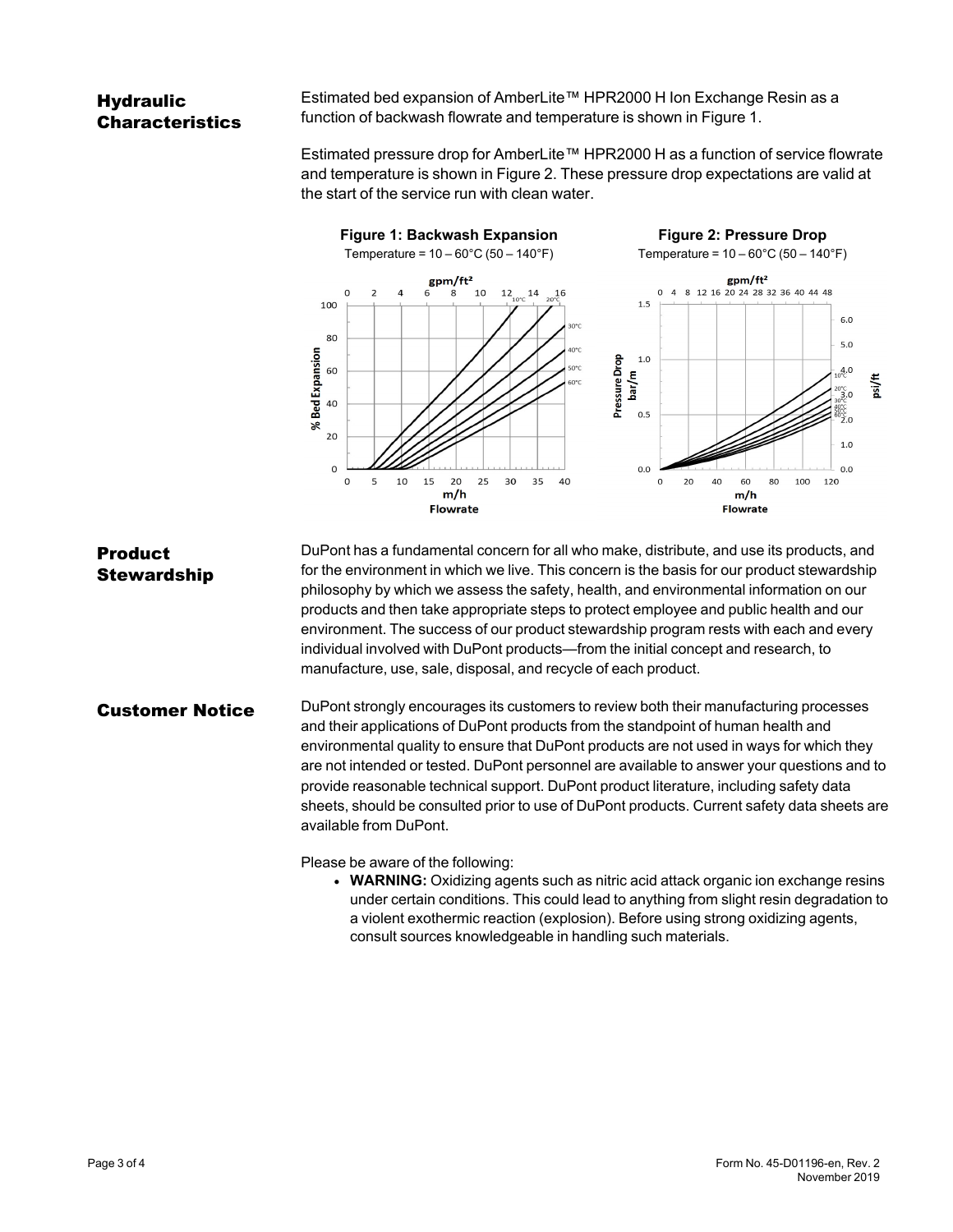## Hydraulic Characteristics

Estimated bed expansion of AmberLite™ HPR2000 H Ion Exchange Resin as a function of backwash flowrate and temperature is shown in Figure 1.

Estimated pressure drop for AmberLite™ HPR2000 H as a function of service flowrate and temperature is shown in Figure 2. These pressure drop expectations are valid at the start of the service run with clean water.

**Figure 1: Backwash Expansion**
Temperature = 10 – 60°C (50 – 140°F)

**Figure 2: Pressure Drop**
Temperature = 10 – 60°C (50 – 140°F)

## Product Stewardship

DuPont has a fundamental concern for all who make, distribute, and use its products, and for the environment in which we live. This concern is the basis for our product stewardship philosophy by which we assess the safety, health, and environmental information on our products and then take appropriate steps to protect employee and public health and our environment. The success of our product stewardship program rests with each and every individual involved with DuPont products—from the initial concept and research, to manufacture, use, sale, disposal, and recycle of each product.

## Customer Notice

DuPont strongly encourages its customers to review both their manufacturing processes and their applications of DuPont products from the standpoint of human health and environmental quality to ensure that DuPont products are not used in ways for which they are not intended or tested. DuPont personnel are available to answer your questions and to provide reasonable technical support. DuPont product literature, including safety data sheets, should be consulted prior to use of DuPont products. Current safety data sheets are available from DuPont.

Please be aware of the following:

- **WARNING:** Oxidizing agents such as nitric acid attack organic ion exchange resins under certain conditions. This could lead to anything from slight resin degradation to a violent exothermic reaction (explosion). Before using strong oxidizing agents, consult sources knowledgeable in handling such materials.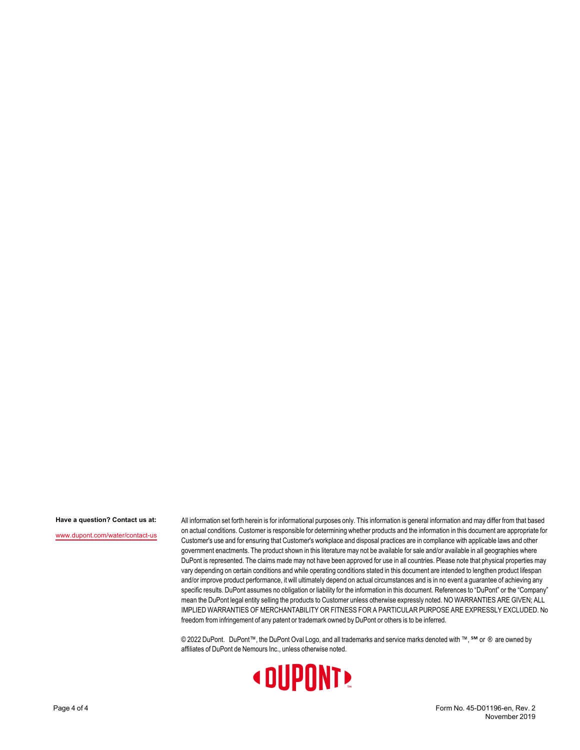**Have a question? Contact us at:**

www.dupont.com/water/contact-us

All information set forth herein is for informational purposes only. This information is general information and may differ from that based on actual conditions. Customer is responsible for determining whether products and the information in this document are appropriate for Customer's use and for ensuring that Customer's workplace and disposal practices are in compliance with applicable laws and other government enactments. The product shown in this literature may not be available for sale and/or available in all geographies where DuPont is represented. The claims made may not have been approved for use in all countries. Please note that physical properties may vary depending on certain conditions and while operating conditions stated in this document are intended to lengthen product lifespan and/or improve product performance, it will ultimately depend on actual circumstances and is in no event a guarantee of achieving any specific results. DuPont assumes no obligation or liability for the information in this document. References to "DuPont" or the "Company" mean the DuPont legal entity selling the products to Customer unless otherwise expressly noted. NO WARRANTIES ARE GIVEN; ALL IMPLIED WARRANTIES OF MERCHANTABILITY OR FITNESS FOR A PARTICULAR PURPOSE ARE EXPRESSLY EXCLUDED. No freedom from infringement of any patent or trademark owned by DuPont or others is to be inferred.

© 2022 DuPont. DuPont™, the DuPont Oval Logo, and all trademarks and service marks denoted with ™, ℠ or ® are owned by affiliates of DuPont de Nemours Inc., unless otherwise noted.

Form No. 45-D01196-en, Rev. 2
November 2019